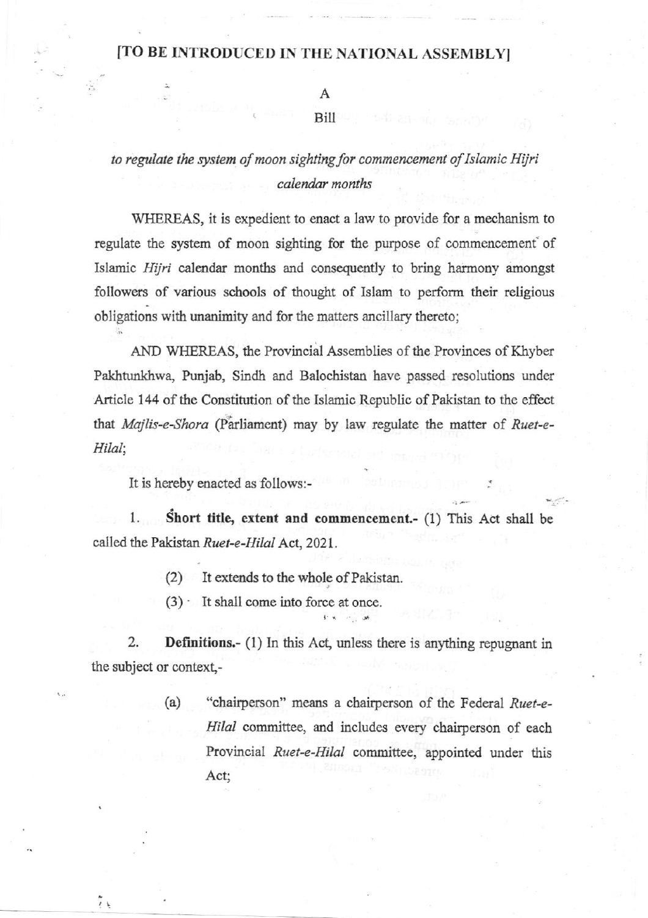**[TO BE INTRODUCED IN THE NATIONAL ASSEMBLY]**

A

Bill

*to regulate the system of moon sighting for commencement of Islamic Hijri calendar months*

WHEREAS, it is expedient to enact a law to provide for a mechanism to regulate the system of moon sighting for the purpose of commencement of Islamic *Hijri* calendar months and consequently to bring harmony amongst followers of various schools of thought of Islam to perform their religious obligations with unanimity and for the matters ancillary thereto;

AND WHEREAS, the Provincial Assemblies of the Provinces of Khyber Pakhtunkhwa, Punjab, Sindh and Balochistan have passed resolutions under Article 144 of the Constitution of the Islamic Republic of Pakistan to the effect that *Majlis-e-Shora* (Parliament) may by law regulate the matter of *Ruet-e-Hilal*;

It is hereby enacted as follows:-

1. **Short title, extent and commencement.-** (1) This Act shall be called the Pakistan *Ruet-e-Hilal* Act, 2021.

   (2) It extends to the whole of Pakistan.

   (3) It shall come into force at once.

2. **Definitions.-** (1) In this Act, unless there is anything repugnant in the subject or context,-

   (a) "chairperson" means a chairperson of the Federal *Ruet-e-Hilal* committee, and includes every chairperson of each Provincial *Ruet-e-Hilal* committee, appointed under this Act;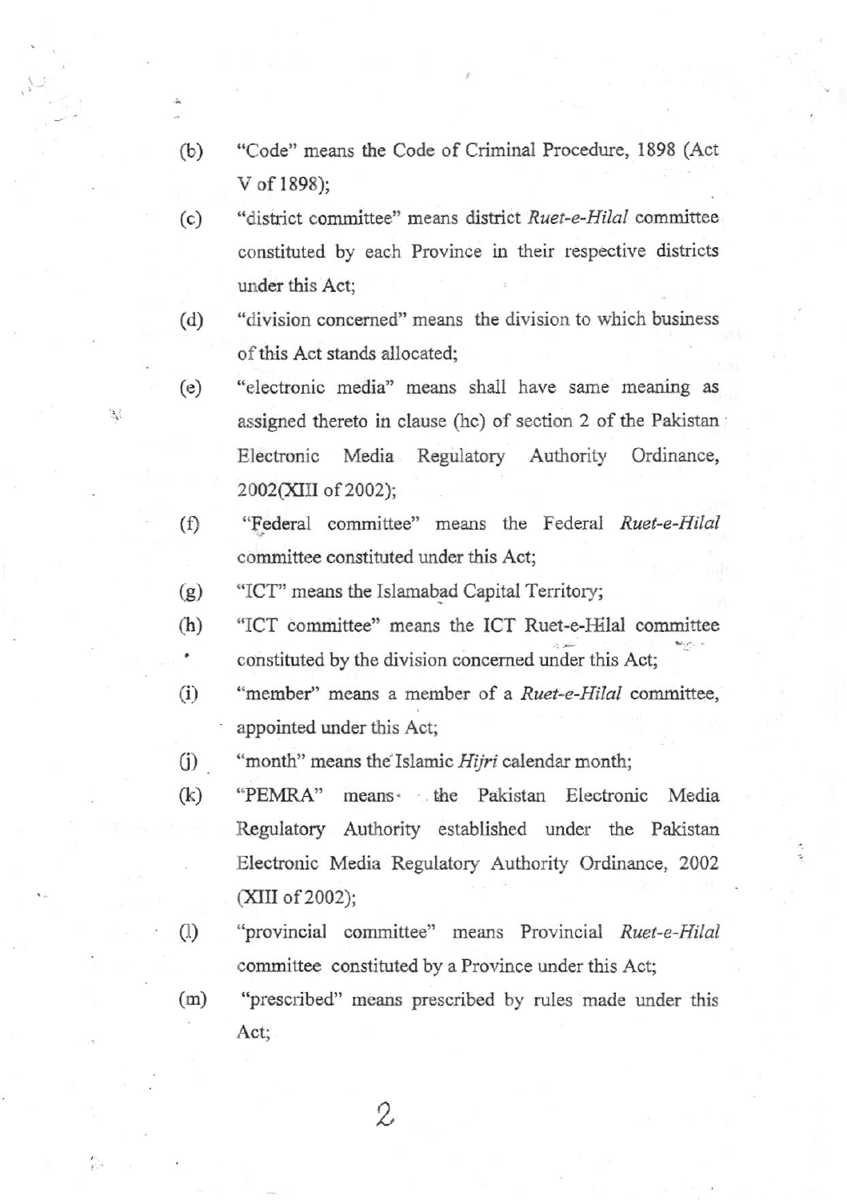(b) "Code" means the Code of Criminal Procedure, 1898 (Act V of 1898);

(c) "district committee" means district *Ruet-e-Hilal* committee constituted by each Province in their respective districts under this Act;

(d) "division concerned" means the division to which business of this Act stands allocated;

(e) "electronic media" means shall have same meaning as assigned thereto in clause (hc) of section 2 of the Pakistan Electronic Media Regulatory Authority Ordinance, 2002(XIII of 2002);

(f) "Federal committee" means the Federal *Ruet-e-Hilal* committee constituted under this Act;

(g) "ICT" means the Islamabad Capital Territory;

(h) "ICT committee" means the ICT Ruet-e-Hilal committee constituted by the division concerned under this Act;

(i) "member" means a member of a *Ruet-e-Hilal* committee, appointed under this Act;

(j) "month" means the Islamic *Hijri* calendar month;

(k) "PEMRA" means the Pakistan Electronic Media Regulatory Authority established under the Pakistan Electronic Media Regulatory Authority Ordinance, 2002 (XIII of 2002);

(l) "provincial committee" means Provincial *Ruet-e-Hilal* committee constituted by a Province under this Act;

(m) "prescribed" means prescribed by rules made under this Act;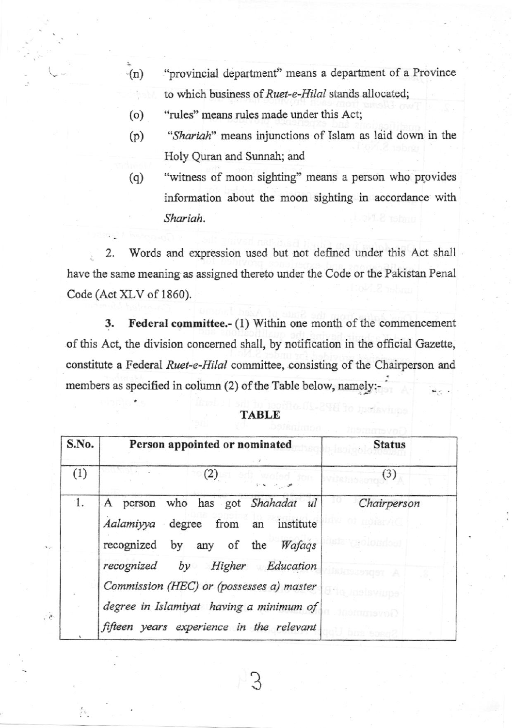(n) "provincial department" means a department of a Province to which business of *Ruet-e-Hilal* stands allocated;

(o) "rules" means rules made under this Act;

(p) "*Shariah*" means injunctions of Islam as laid down in the Holy Quran and Sunnah; and

(q) "witness of moon sighting" means a person who provides information about the moon sighting in accordance with *Shariah*.

2. Words and expression used but not defined under this Act shall have the same meaning as assigned thereto under the Code or the Pakistan Penal Code (Act XLV of 1860).

**3. Federal committee.-** (1) Within one month of the commencement of this Act, the division concerned shall, by notification in the official Gazette, constitute a Federal *Ruet-e-Hilal* committee, consisting of the Chairperson and members as specified in column (2) of the Table below, namely:-

**TABLE**

| S.No. | Person appointed or nominated | Status |
|---|---|---|
| (1) | (2) | (3) |
| 1. | A person who has got *Shahadat ul Aalamiyya* degree from an institute recognized by any of the *Wafaqs recognized by Higher Education Commission (HEC) or (possesses a) master degree in Islamiyat having a minimum of fifteen years experience in the relevant* | *Chairperson* |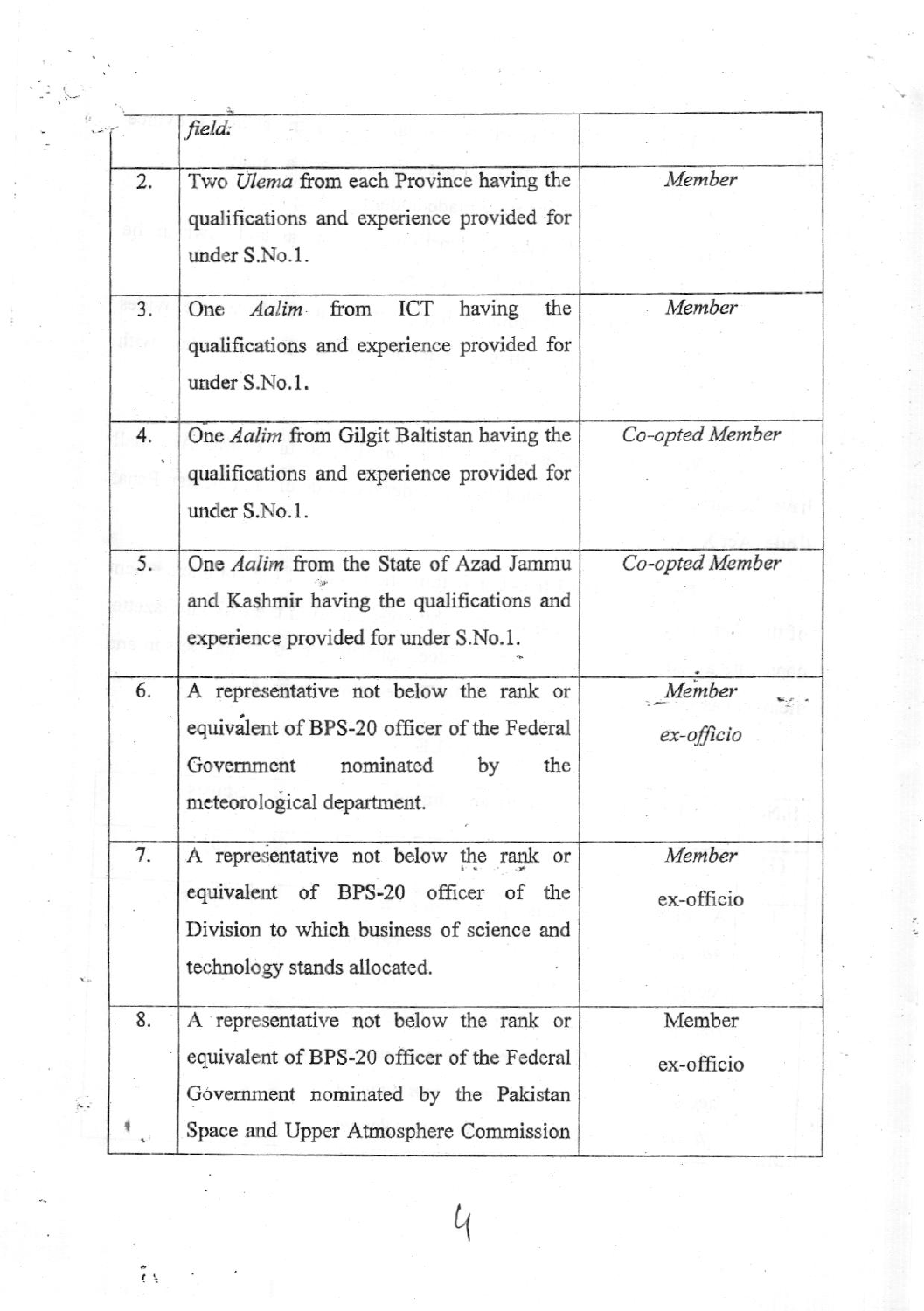| | | |
|---|---|---|
| | *field.* | |
| 2. | Two *Ulema* from each Province having the qualifications and experience provided for under S.No.1. | *Member* |
| 3. | One *Aalim* from ICT having the qualifications and experience provided for under S.No.1. | *Member* |
| 4. | One *Aalim* from Gilgit Baltistan having the qualifications and experience provided for under S.No.1. | *Co-opted Member* |
| 5. | One *Aalim* from the State of Azad Jammu and Kashmir having the qualifications and experience provided for under S.No.1. | *Co-opted Member* |
| 6. | A representative not below the rank or equivalent of BPS-20 officer of the Federal Government nominated by the meteorological department. | *Member ex-officio* |
| 7. | A representative not below the rank or equivalent of BPS-20 officer of the Division to which business of science and technology stands allocated. | *Member* ex-officio |
| 8. | A representative not below the rank or equivalent of BPS-20 officer of the Federal Government nominated by the Pakistan Space and Upper Atmosphere Commission | Member ex-officio |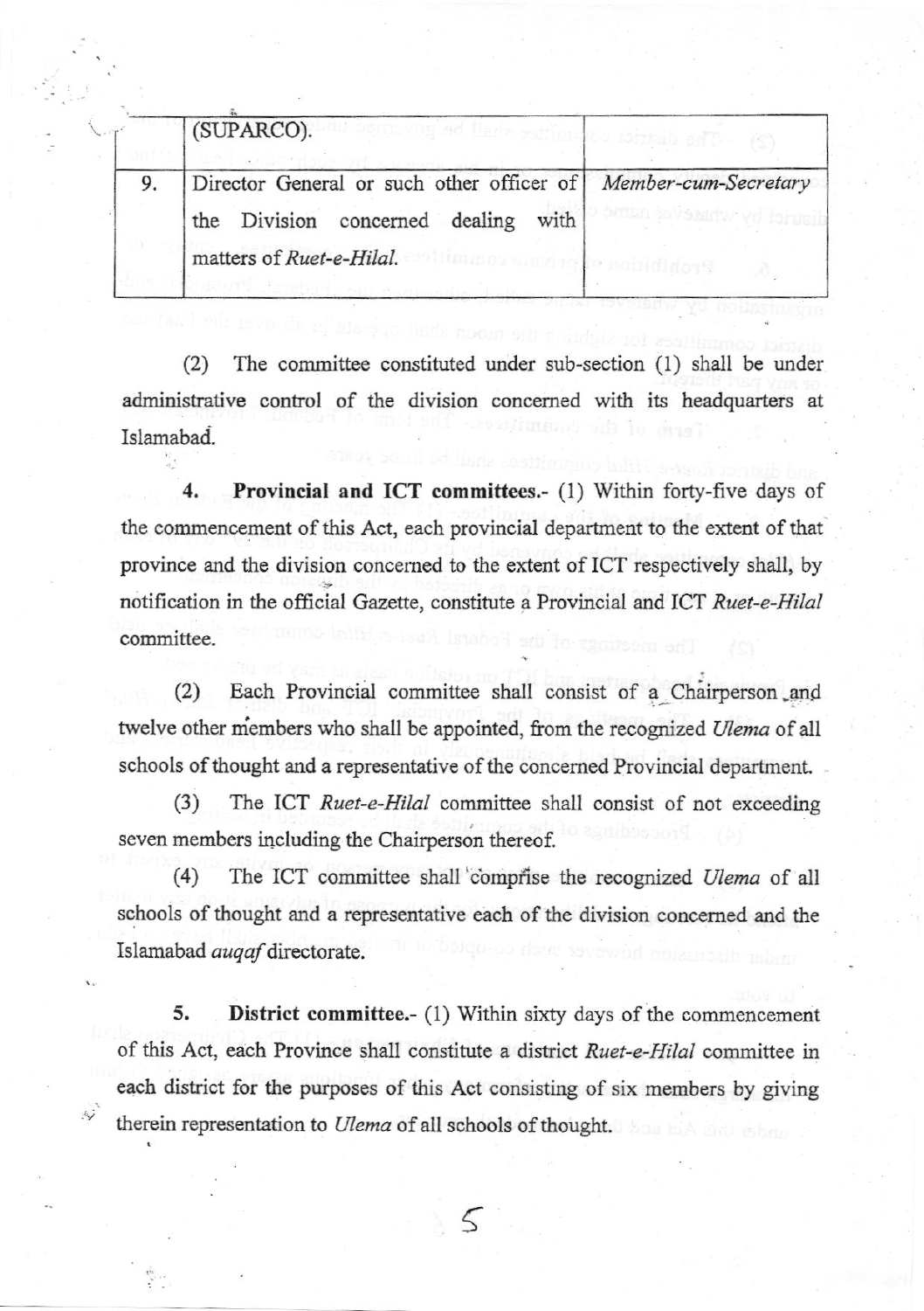| | | |
|---|---|---|
| | (SUPARCO). | |
| 9. | Director General or such other officer of the Division concerned dealing with matters of *Ruet-e-Hilal*. | *Member-cum-Secretary* |

(2) The committee constituted under sub-section (1) shall be under administrative control of the division concerned with its headquarters at Islamabad.

**4. Provincial and ICT committees.**- (1) Within forty-five days of the commencement of this Act, each provincial department to the extent of that province and the division concerned to the extent of ICT respectively shall, by notification in the official Gazette, constitute a Provincial and ICT *Ruet-e-Hilal* committee.

(2) Each Provincial committee shall consist of a Chairperson and twelve other members who shall be appointed, from the recognized *Ulema* of all schools of thought and a representative of the concerned Provincial department.

(3) The ICT *Ruet-e-Hilal* committee shall consist of not exceeding seven members including the Chairperson thereof.

(4) The ICT committee shall comprise the recognized *Ulema* of all schools of thought and a representative each of the division concerned and the Islamabad *auqaf* directorate.

**5. District committee.**- (1) Within sixty days of the commencement of this Act, each Province shall constitute a district *Ruet-e-Hilal* committee in each district for the purposes of this Act consisting of six members by giving therein representation to *Ulema* of all schools of thought.